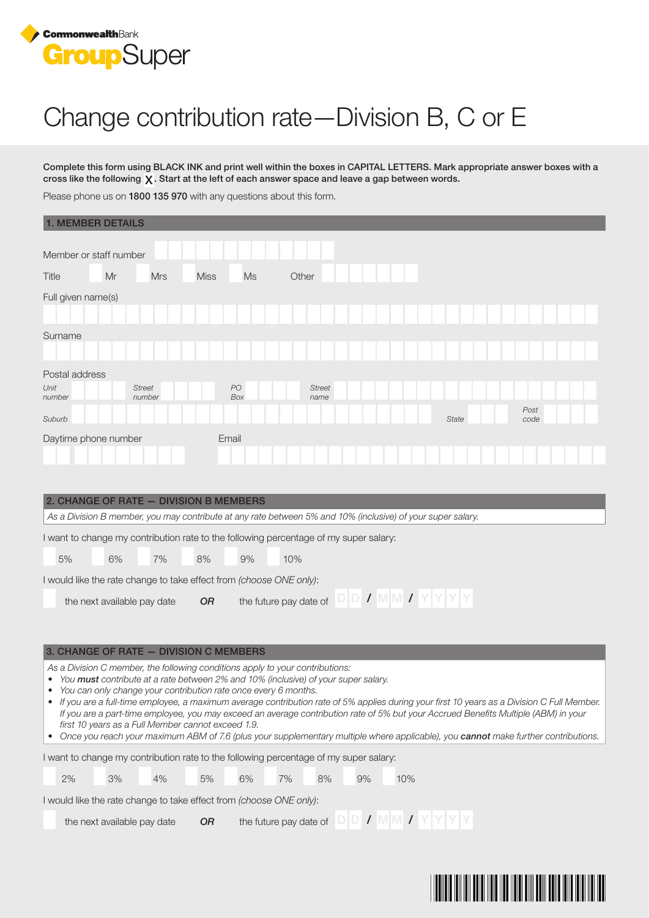CommonwealthBank
GroupSuper

# Change contribution rate—Division B, C or E

**Complete this form using BLACK INK and print well within the boxes in CAPITAL LETTERS. Mark appropriate answer boxes with a cross like the following X. Start at the left of each answer space and leave a gap between words.**

Please phone us on **1800 135 970** with any questions about this form.

## 1. MEMBER DETAILS

Member or staff number

Title ☐ Mr ☐ Mrs ☐ Miss ☐ Ms Other

Full given name(s)

Surname

Postal address

*Unit number* *Street number* *PO Box* *Street name*

*Suburb* *State* *Post code*

Daytime phone number Email

## 2. CHANGE OF RATE — DIVISION B MEMBERS

*As a Division B member, you may contribute at any rate between 5% and 10% (inclusive) of your super salary.*

I want to change my contribution rate to the following percentage of my super salary:

☐ 5% ☐ 6% ☐ 7% ☐ 8% ☐ 9% ☐ 10%

I would like the rate change to take effect from *(choose ONE only)*:

☐ the next available pay date ***OR*** the future pay date of DD / MM / YYYY

## 3. CHANGE OF RATE — DIVISION C MEMBERS

*As a Division C member, the following conditions apply to your contributions:*

- *You **must** contribute at a rate between 2% and 10% (inclusive) of your super salary.*
- *You can only change your contribution rate once every 6 months.*
- *If you are a full-time employee, a maximum average contribution rate of 5% applies during your first 10 years as a Division C Full Member. If you are a part-time employee, you may exceed an average contribution rate of 5% but your Accrued Benefits Multiple (ABM) in your first 10 years as a Full Member cannot exceed 1.9.*
- *Once you reach your maximum ABM of 7.6 (plus your supplementary multiple where applicable), you **cannot** make further contributions.*

I want to change my contribution rate to the following percentage of my super salary:

☐ 2% ☐ 3% ☐ 4% ☐ 5% ☐ 6% ☐ 7% ☐ 8% ☐ 9% ☐ 10%

I would like the rate change to take effect from *(choose ONE only)*:

☐ the next available pay date ***OR*** the future pay date of DD / MM / YYYY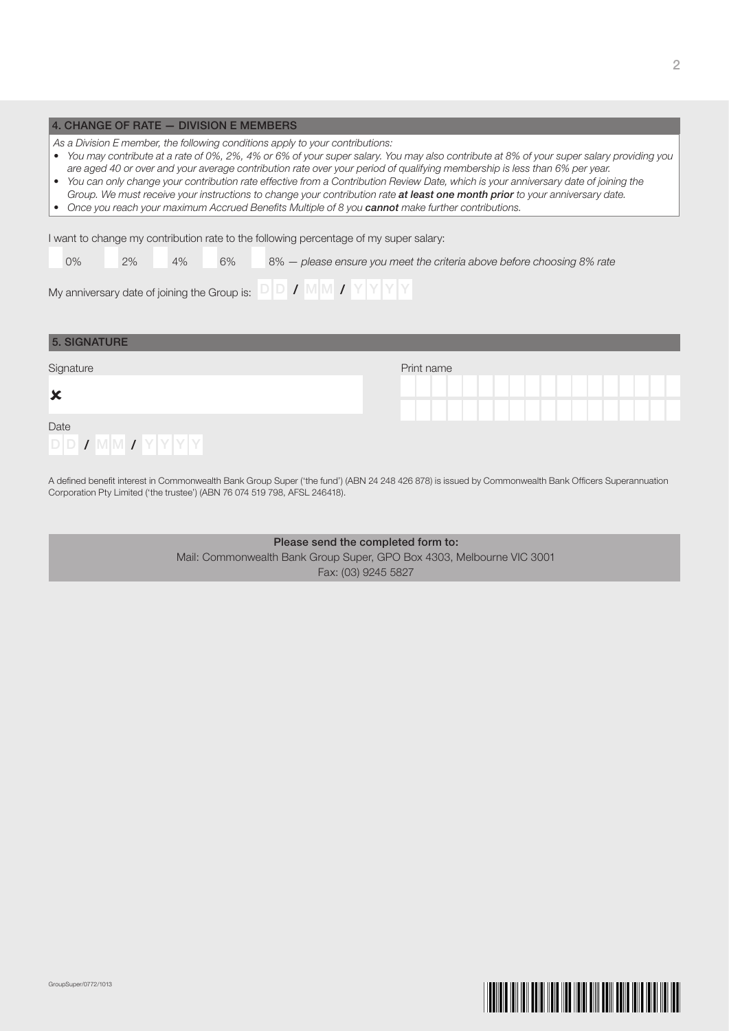## 4. CHANGE OF RATE — DIVISION E MEMBERS

*As a Division E member, the following conditions apply to your contributions:*

- *You may contribute at a rate of 0%, 2%, 4% or 6% of your super salary. You may also contribute at 8% of your super salary providing you are aged 40 or over and your average contribution rate over your period of qualifying membership is less than 6% per year.*
- *You can only change your contribution rate effective from a Contribution Review Date, which is your anniversary date of joining the Group. We must receive your instructions to change your contribution rate* ***at least one month prior*** *to your anniversary date.*
- *Once you reach your maximum Accrued Benefits Multiple of 8 you* ***cannot*** *make further contributions.*

I want to change my contribution rate to the following percentage of my super salary:

☐ 0% ☐ 2% ☐ 4% ☐ 6% ☐ 8% — *please ensure you meet the criteria above before choosing 8% rate*

My anniversary date of joining the Group is: DD / MM / YYYY

## 5. SIGNATURE

Signature

✘

Print name

Date

DD / MM / YYYY

A defined benefit interest in Commonwealth Bank Group Super ('the fund') (ABN 24 248 426 878) is issued by Commonwealth Bank Officers Superannuation Corporation Pty Limited ('the trustee') (ABN 76 074 519 798, AFSL 246418).

**Please send the completed form to:**
Mail: Commonwealth Bank Group Super, GPO Box 4303, Melbourne VIC 3001
Fax: (03) 9245 5827

GroupSuper/0772/1013